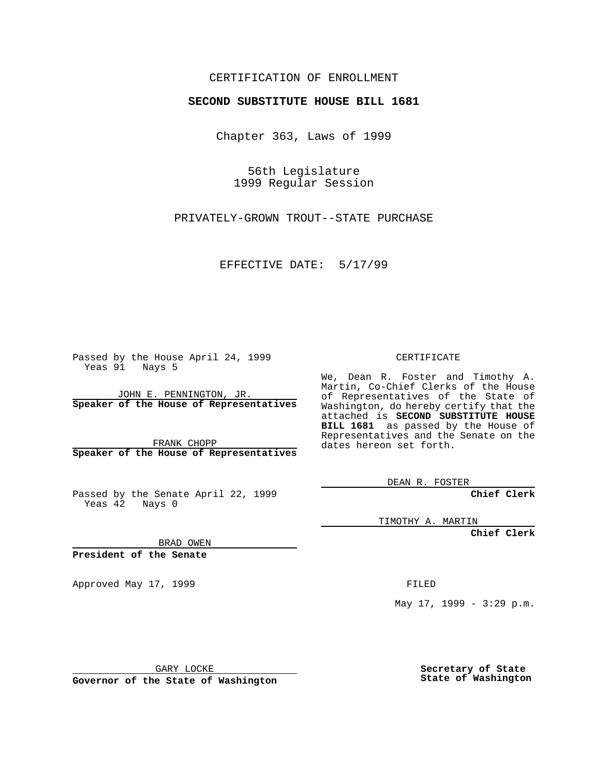CERTIFICATION OF ENROLLMENT

**SECOND SUBSTITUTE HOUSE BILL 1681**

Chapter 363, Laws of 1999

56th Legislature
1999 Regular Session

PRIVATELY-GROWN TROUT--STATE PURCHASE

EFFECTIVE DATE: 5/17/99

Passed by the House April 24, 1999
Yeas 91 Nays 5

JOHN E. PENNINGTON, JR.
**Speaker of the House of Representatives**

FRANK CHOPP
**Speaker of the House of Representatives**

Passed by the Senate April 22, 1999
Yeas 42 Nays 0

BRAD OWEN
**President of the Senate**

Approved May 17, 1999

GARY LOCKE
**Governor of the State of Washington**

CERTIFICATE

We, Dean R. Foster and Timothy A. Martin, Co-Chief Clerks of the House of Representatives of the State of Washington, do hereby certify that the attached is **SECOND SUBSTITUTE HOUSE BILL 1681** as passed by the House of Representatives and the Senate on the dates hereon set forth.

DEAN R. FOSTER
**Chief Clerk**

TIMOTHY A. MARTIN
**Chief Clerk**

FILED

May 17, 1999 - 3:29 p.m.

**Secretary of State**
**State of Washington**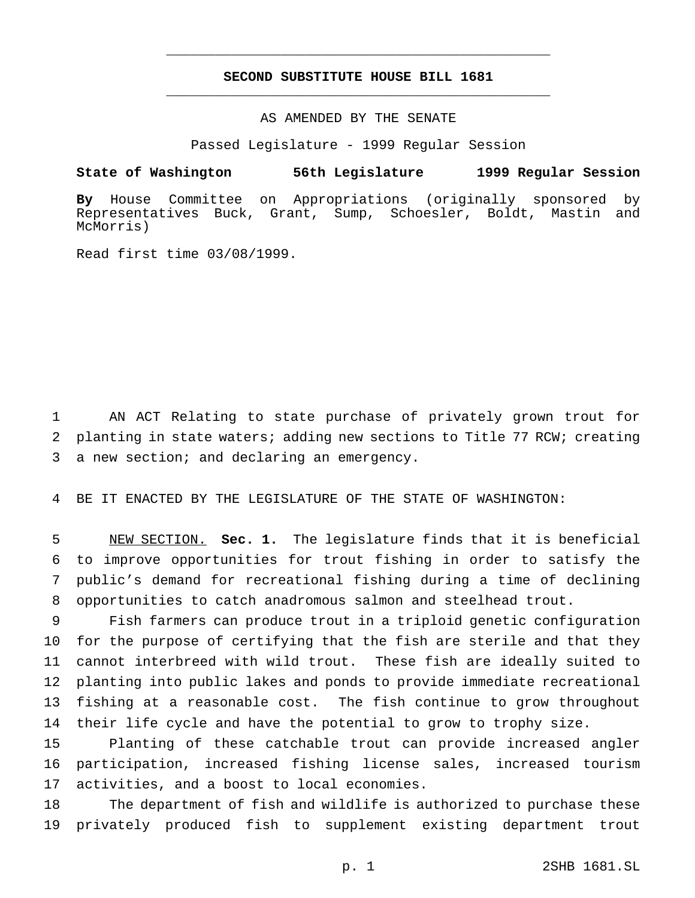# SECOND SUBSTITUTE HOUSE BILL 1681

AS AMENDED BY THE SENATE

Passed Legislature - 1999 Regular Session

**State of Washington 56th Legislature 1999 Regular Session**

**By** House Committee on Appropriations (originally sponsored by Representatives Buck, Grant, Sump, Schoesler, Boldt, Mastin and McMorris)

Read first time 03/08/1999.

AN ACT Relating to state purchase of privately grown trout for planting in state waters; adding new sections to Title 77 RCW; creating a new section; and declaring an emergency.

BE IT ENACTED BY THE LEGISLATURE OF THE STATE OF WASHINGTON:

NEW SECTION. **Sec. 1.** The legislature finds that it is beneficial to improve opportunities for trout fishing in order to satisfy the public's demand for recreational fishing during a time of declining opportunities to catch anadromous salmon and steelhead trout.

Fish farmers can produce trout in a triploid genetic configuration for the purpose of certifying that the fish are sterile and that they cannot interbreed with wild trout. These fish are ideally suited to planting into public lakes and ponds to provide immediate recreational fishing at a reasonable cost. The fish continue to grow throughout their life cycle and have the potential to grow to trophy size.

Planting of these catchable trout can provide increased angler participation, increased fishing license sales, increased tourism activities, and a boost to local economies.

The department of fish and wildlife is authorized to purchase these privately produced fish to supplement existing department trout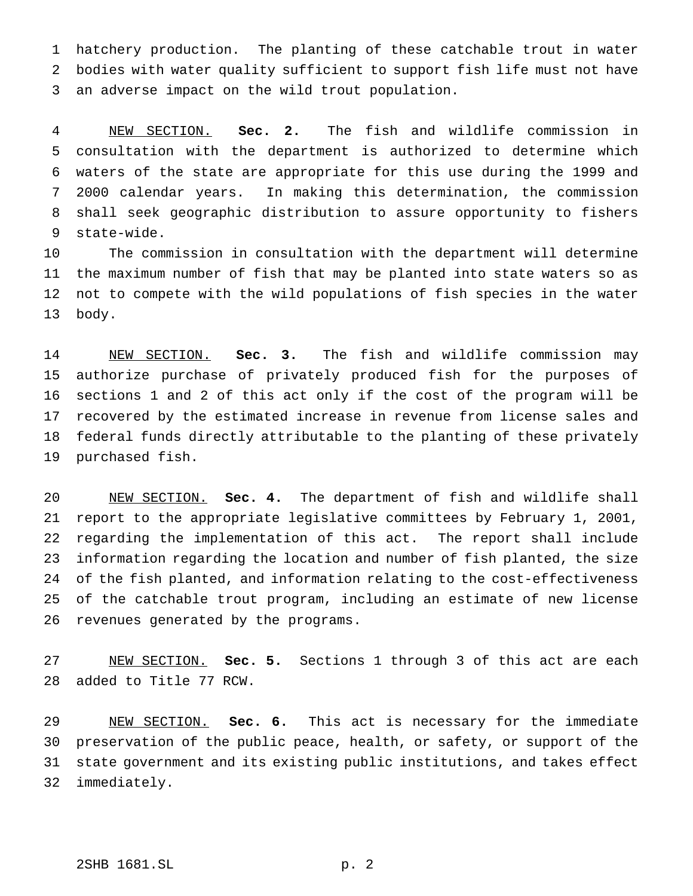hatchery production. The planting of these catchable trout in water bodies with water quality sufficient to support fish life must not have an adverse impact on the wild trout population.

<u>NEW SECTION.</u> **Sec. 2.** The fish and wildlife commission in consultation with the department is authorized to determine which waters of the state are appropriate for this use during the 1999 and 2000 calendar years. In making this determination, the commission shall seek geographic distribution to assure opportunity to fishers state-wide.

The commission in consultation with the department will determine the maximum number of fish that may be planted into state waters so as not to compete with the wild populations of fish species in the water body.

<u>NEW SECTION.</u> **Sec. 3.** The fish and wildlife commission may authorize purchase of privately produced fish for the purposes of sections 1 and 2 of this act only if the cost of the program will be recovered by the estimated increase in revenue from license sales and federal funds directly attributable to the planting of these privately purchased fish.

<u>NEW SECTION.</u> **Sec. 4.** The department of fish and wildlife shall report to the appropriate legislative committees by February 1, 2001, regarding the implementation of this act. The report shall include information regarding the location and number of fish planted, the size of the fish planted, and information relating to the cost-effectiveness of the catchable trout program, including an estimate of new license revenues generated by the programs.

<u>NEW SECTION.</u> **Sec. 5.** Sections 1 through 3 of this act are each added to Title 77 RCW.

<u>NEW SECTION.</u> **Sec. 6.** This act is necessary for the immediate preservation of the public peace, health, or safety, or support of the state government and its existing public institutions, and takes effect immediately.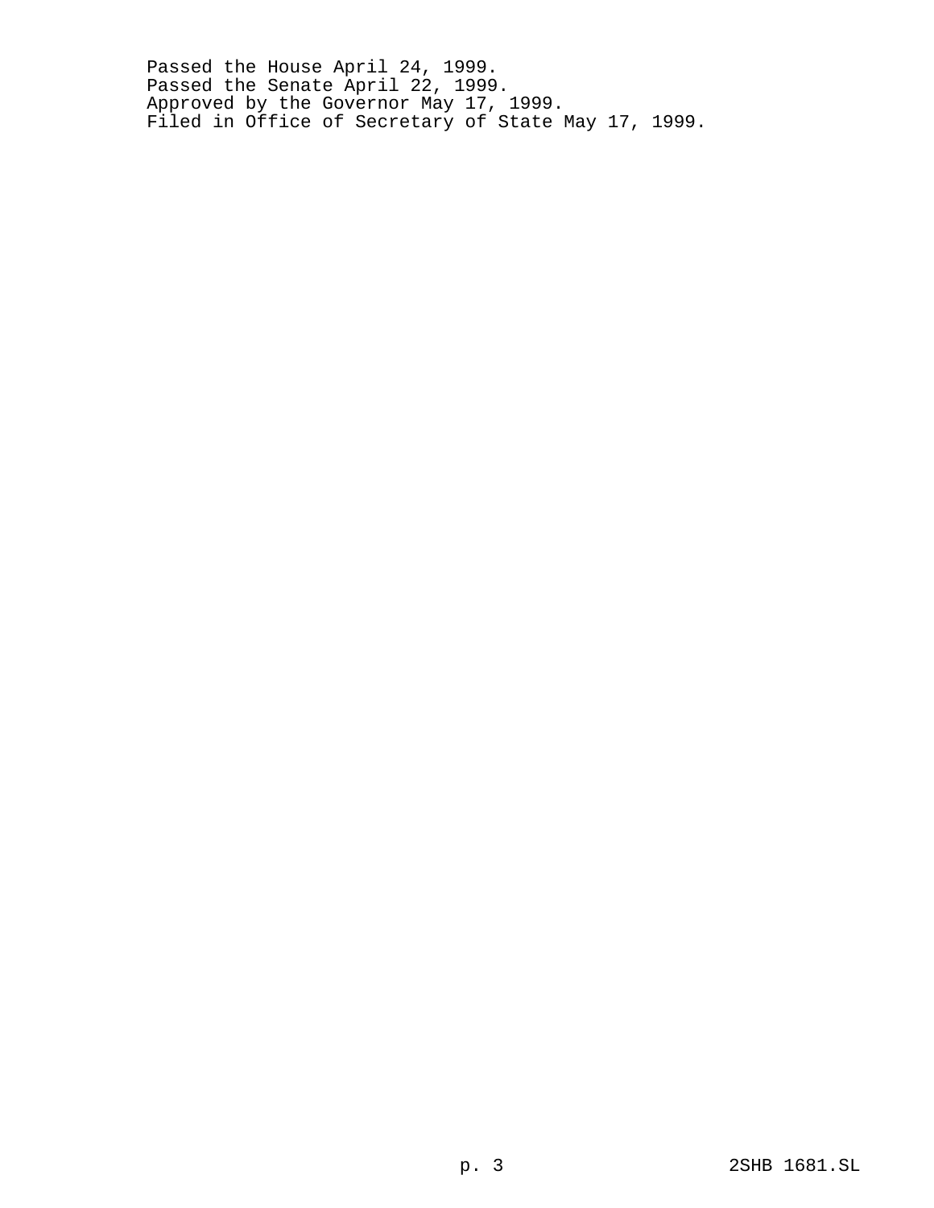Passed the House April 24, 1999.
Passed the Senate April 22, 1999.
Approved by the Governor May 17, 1999.
Filed in Office of Secretary of State May 17, 1999.